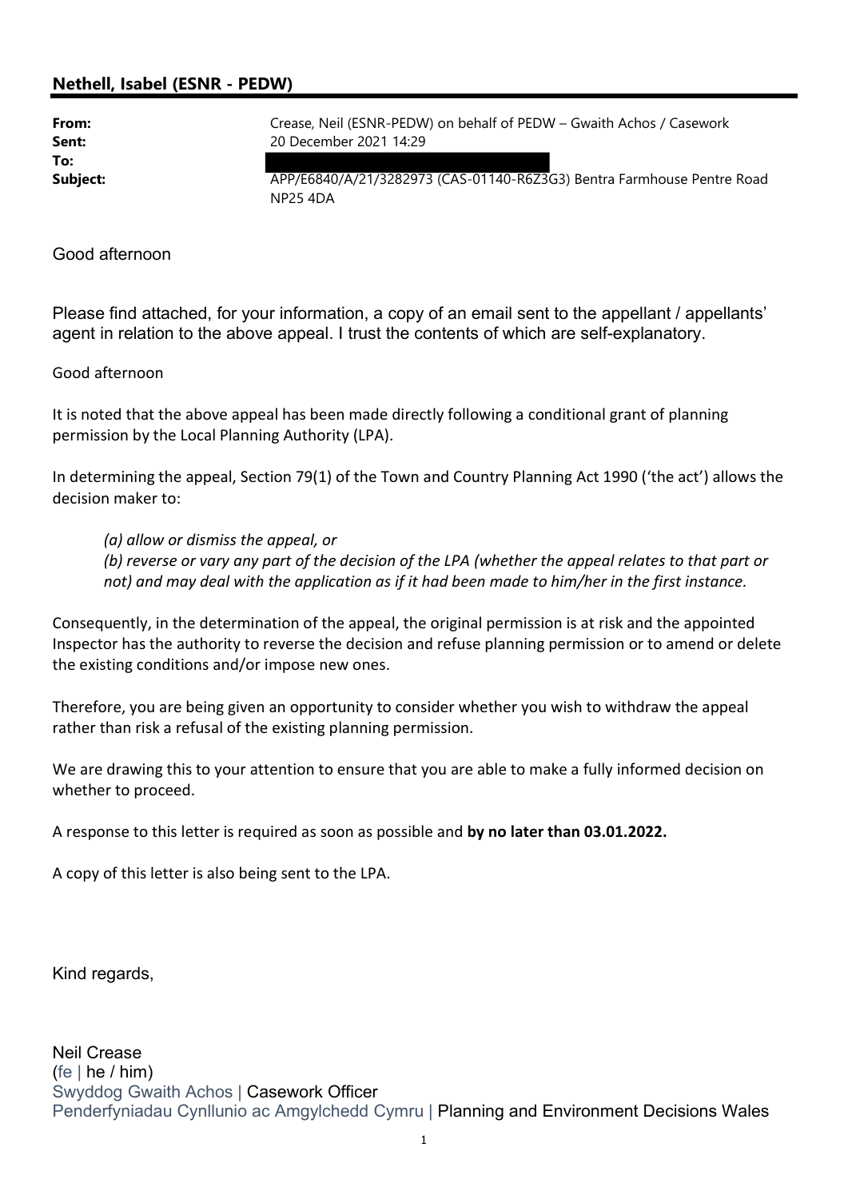**Nethell, Isabel (ESNR - PEDW)**

| | |
|---|---|
| **From:** | Crease, Neil (ESNR-PEDW) on behalf of PEDW – Gwaith Achos / Casework |
| **Sent:** | 20 December 2021 14:29 |
| **To:** | |
| **Subject:** | APP/E6840/A/21/3282973 (CAS-01140-R6Z3G3) Bentra Farmhouse Pentre Road NP25 4DA |

Good afternoon

Please find attached, for your information, a copy of an email sent to the appellant / appellants' agent in relation to the above appeal. I trust the contents of which are self-explanatory.

Good afternoon

It is noted that the above appeal has been made directly following a conditional grant of planning permission by the Local Planning Authority (LPA).

In determining the appeal, Section 79(1) of the Town and Country Planning Act 1990 ('the act') allows the decision maker to:

> *(a) allow or dismiss the appeal, or*
> *(b) reverse or vary any part of the decision of the LPA (whether the appeal relates to that part or not) and may deal with the application as if it had been made to him/her in the first instance.*

Consequently, in the determination of the appeal, the original permission is at risk and the appointed Inspector has the authority to reverse the decision and refuse planning permission or to amend or delete the existing conditions and/or impose new ones.

Therefore, you are being given an opportunity to consider whether you wish to withdraw the appeal rather than risk a refusal of the existing planning permission.

We are drawing this to your attention to ensure that you are able to make a fully informed decision on whether to proceed.

A response to this letter is required as soon as possible and **by no later than 03.01.2022.**

A copy of this letter is also being sent to the LPA.

Kind regards,

Neil Crease
(fe | he / him)
Swyddog Gwaith Achos | Casework Officer
Penderfyniadau Cynllunio ac Amgylchedd Cymru | Planning and Environment Decisions Wales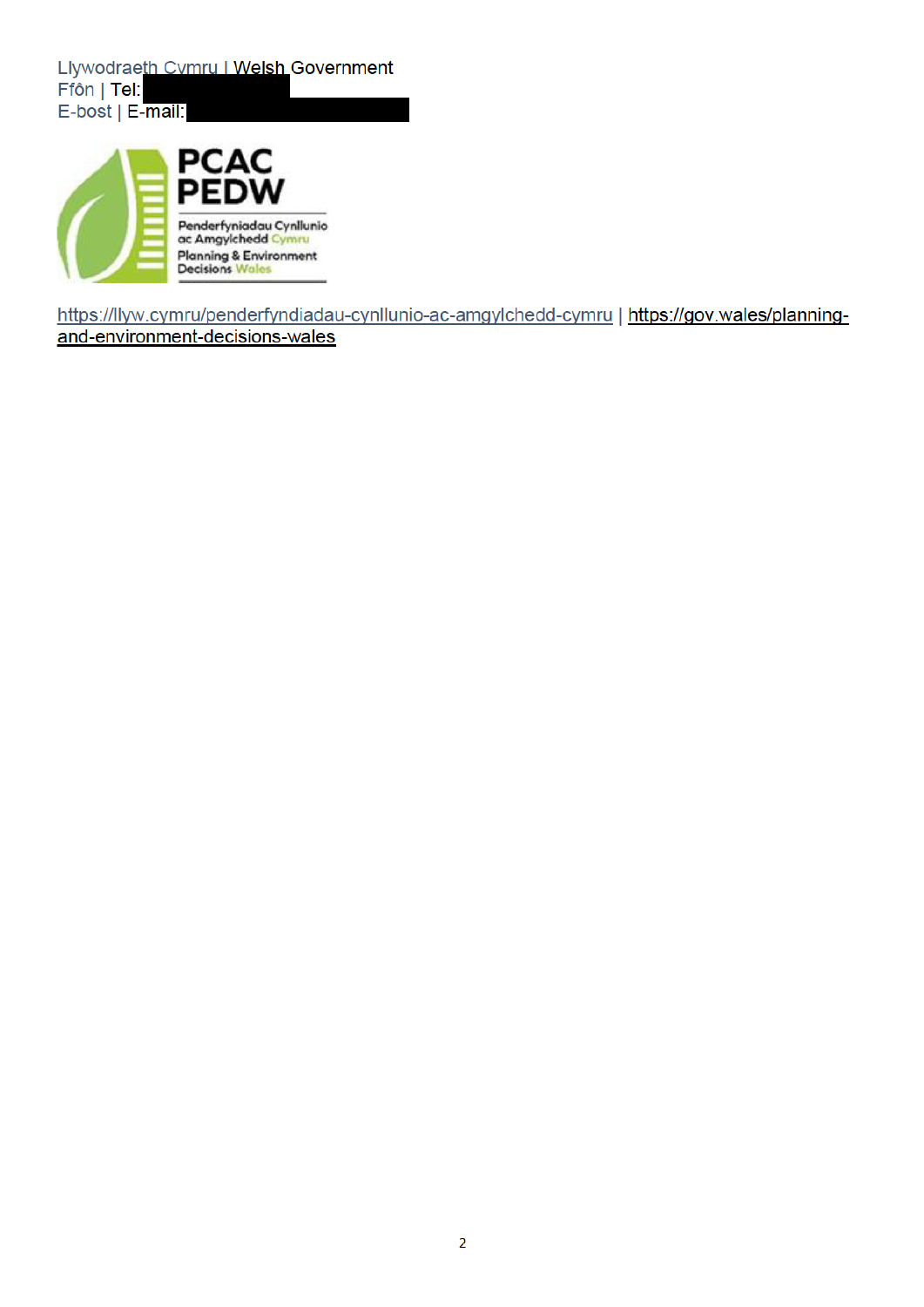Llywodraeth Cymru | Welsh Government
Ffôn | Tel:
E-bost | E-mail:

PCAC
PEDW
Penderfyniadau Cynllunio ac Amgylchedd Cymru
Planning & Environment Decisions Wales

https://llyw.cymru/penderfyndiadau-cynllunio-ac-amgylchedd-cymru | https://gov.wales/planning-and-environment-decisions-wales